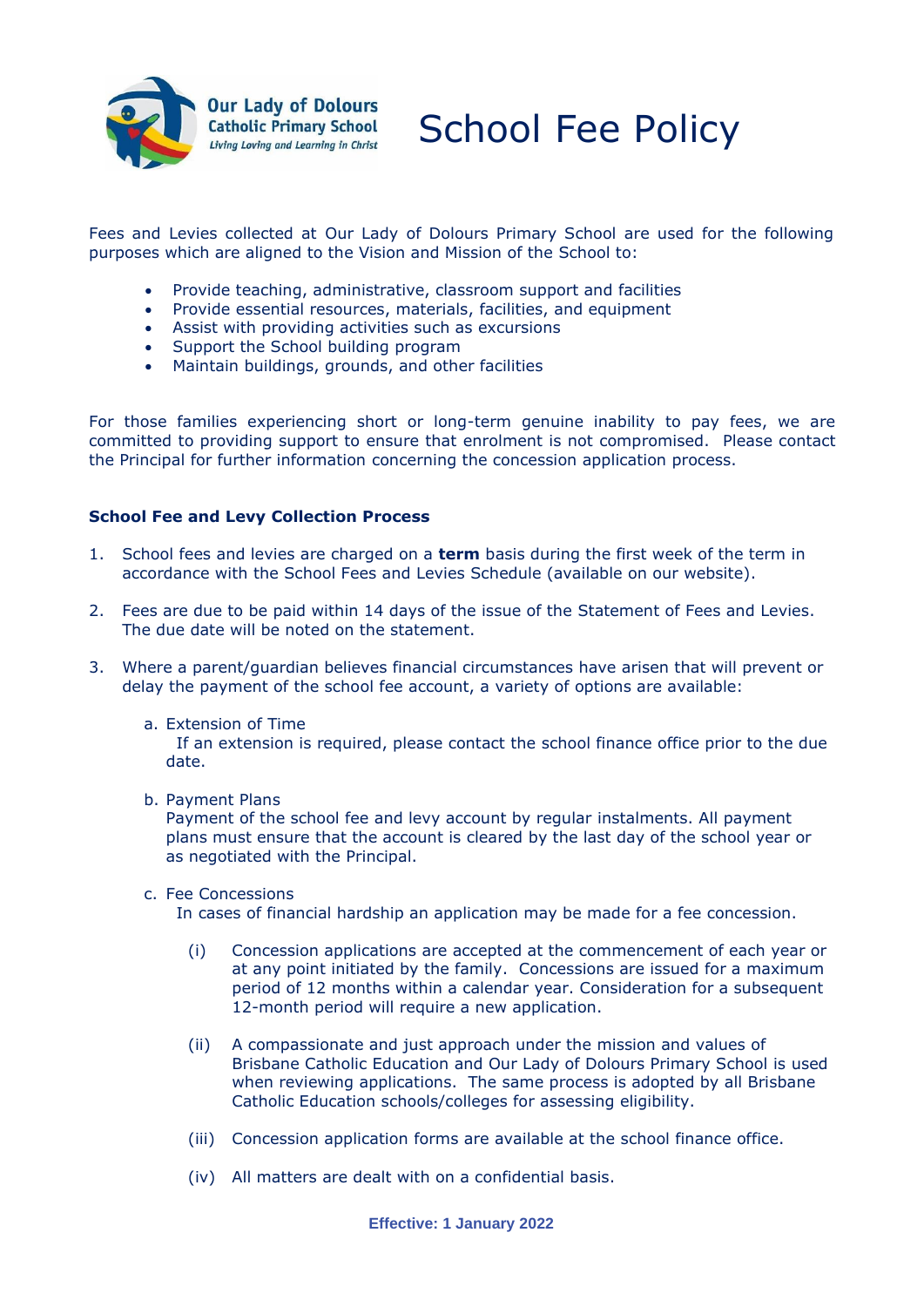# School Fee Policy

Fees and Levies collected at Our Lady of Dolours Primary School are used for the following purposes which are aligned to the Vision and Mission of the School to:

- Provide teaching, administrative, classroom support and facilities
- Provide essential resources, materials, facilities, and equipment
- Assist with providing activities such as excursions
- Support the School building program
- Maintain buildings, grounds, and other facilities

For those families experiencing short or long-term genuine inability to pay fees, we are committed to providing support to ensure that enrolment is not compromised. Please contact the Principal for further information concerning the concession application process.

**School Fee and Levy Collection Process**

1. School fees and levies are charged on a **term** basis during the first week of the term in accordance with the School Fees and Levies Schedule (available on our website).

2. Fees are due to be paid within 14 days of the issue of the Statement of Fees and Levies. The due date will be noted on the statement.

3. Where a parent/guardian believes financial circumstances have arisen that will prevent or delay the payment of the school fee account, a variety of options are available:

   a. Extension of Time
      If an extension is required, please contact the school finance office prior to the due date.

   b. Payment Plans
      Payment of the school fee and levy account by regular instalments. All payment plans must ensure that the account is cleared by the last day of the school year or as negotiated with the Principal.

   c. Fee Concessions
      In cases of financial hardship an application may be made for a fee concession.

      (i) Concession applications are accepted at the commencement of each year or at any point initiated by the family. Concessions are issued for a maximum period of 12 months within a calendar year. Consideration for a subsequent 12-month period will require a new application.

      (ii) A compassionate and just approach under the mission and values of Brisbane Catholic Education and Our Lady of Dolours Primary School is used when reviewing applications. The same process is adopted by all Brisbane Catholic Education schools/colleges for assessing eligibility.

      (iii) Concession application forms are available at the school finance office.

      (iv) All matters are dealt with on a confidential basis.

**Effective: 1 January 2022**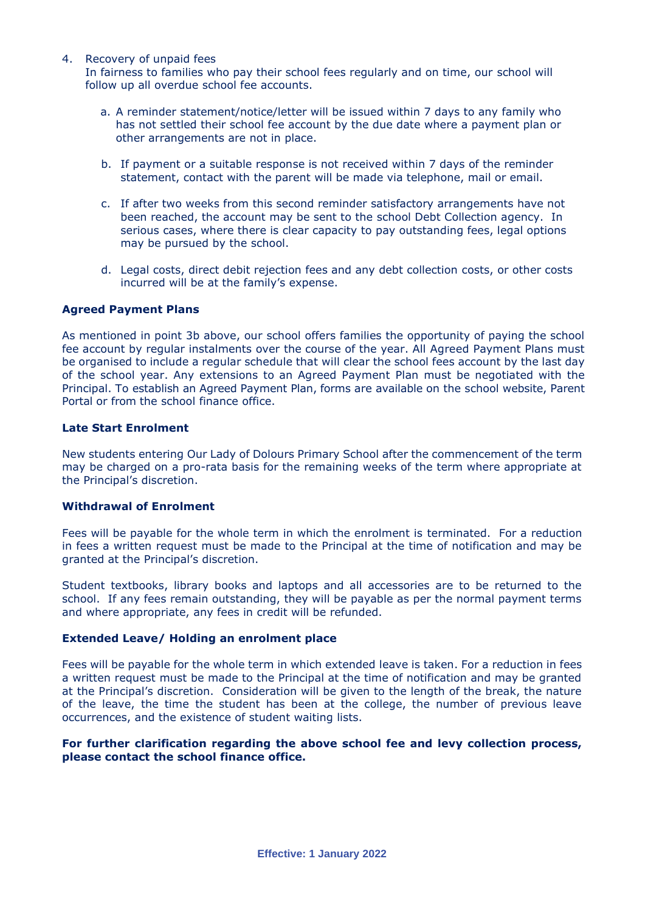4. Recovery of unpaid fees
   In fairness to families who pay their school fees regularly and on time, our school will follow up all overdue school fee accounts.

   a. A reminder statement/notice/letter will be issued within 7 days to any family who has not settled their school fee account by the due date where a payment plan or other arrangements are not in place.

   b. If payment or a suitable response is not received within 7 days of the reminder statement, contact with the parent will be made via telephone, mail or email.

   c. If after two weeks from this second reminder satisfactory arrangements have not been reached, the account may be sent to the school Debt Collection agency. In serious cases, where there is clear capacity to pay outstanding fees, legal options may be pursued by the school.

   d. Legal costs, direct debit rejection fees and any debt collection costs, or other costs incurred will be at the family's expense.

**Agreed Payment Plans**

As mentioned in point 3b above, our school offers families the opportunity of paying the school fee account by regular instalments over the course of the year. All Agreed Payment Plans must be organised to include a regular schedule that will clear the school fees account by the last day of the school year. Any extensions to an Agreed Payment Plan must be negotiated with the Principal. To establish an Agreed Payment Plan, forms are available on the school website, Parent Portal or from the school finance office.

**Late Start Enrolment**

New students entering Our Lady of Dolours Primary School after the commencement of the term may be charged on a pro-rata basis for the remaining weeks of the term where appropriate at the Principal's discretion.

**Withdrawal of Enrolment**

Fees will be payable for the whole term in which the enrolment is terminated. For a reduction in fees a written request must be made to the Principal at the time of notification and may be granted at the Principal's discretion.

Student textbooks, library books and laptops and all accessories are to be returned to the school. If any fees remain outstanding, they will be payable as per the normal payment terms and where appropriate, any fees in credit will be refunded.

**Extended Leave/ Holding an enrolment place**

Fees will be payable for the whole term in which extended leave is taken. For a reduction in fees a written request must be made to the Principal at the time of notification and may be granted at the Principal's discretion. Consideration will be given to the length of the break, the nature of the leave, the time the student has been at the college, the number of previous leave occurrences, and the existence of student waiting lists.

**For further clarification regarding the above school fee and levy collection process, please contact the school finance office.**

**Effective: 1 January 2022**